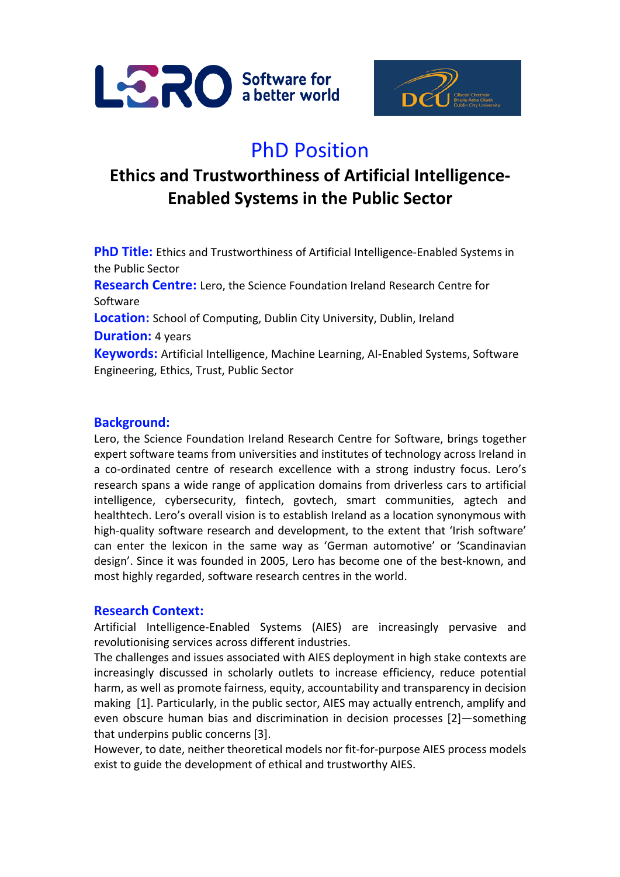# PhD Position

## Ethics and Trustworthiness of Artificial Intelligence-Enabled Systems in the Public Sector

**PhD Title:** Ethics and Trustworthiness of Artificial Intelligence-Enabled Systems in the Public Sector

**Research Centre:** Lero, the Science Foundation Ireland Research Centre for Software

**Location:** School of Computing, Dublin City University, Dublin, Ireland

**Duration:** 4 years

**Keywords:** Artificial Intelligence, Machine Learning, AI-Enabled Systems, Software Engineering, Ethics, Trust, Public Sector

### Background:

Lero, the Science Foundation Ireland Research Centre for Software, brings together expert software teams from universities and institutes of technology across Ireland in a co-ordinated centre of research excellence with a strong industry focus. Lero's research spans a wide range of application domains from driverless cars to artificial intelligence, cybersecurity, fintech, govtech, smart communities, agtech and healthtech. Lero's overall vision is to establish Ireland as a location synonymous with high-quality software research and development, to the extent that 'Irish software' can enter the lexicon in the same way as 'German automotive' or 'Scandinavian design'. Since it was founded in 2005, Lero has become one of the best-known, and most highly regarded, software research centres in the world.

### Research Context:

Artificial Intelligence-Enabled Systems (AIES) are increasingly pervasive and revolutionising services across different industries.

The challenges and issues associated with AIES deployment in high stake contexts are increasingly discussed in scholarly outlets to increase efficiency, reduce potential harm, as well as promote fairness, equity, accountability and transparency in decision making [1]. Particularly, in the public sector, AIES may actually entrench, amplify and even obscure human bias and discrimination in decision processes [2]—something that underpins public concerns [3].

However, to date, neither theoretical models nor fit-for-purpose AIES process models exist to guide the development of ethical and trustworthy AIES.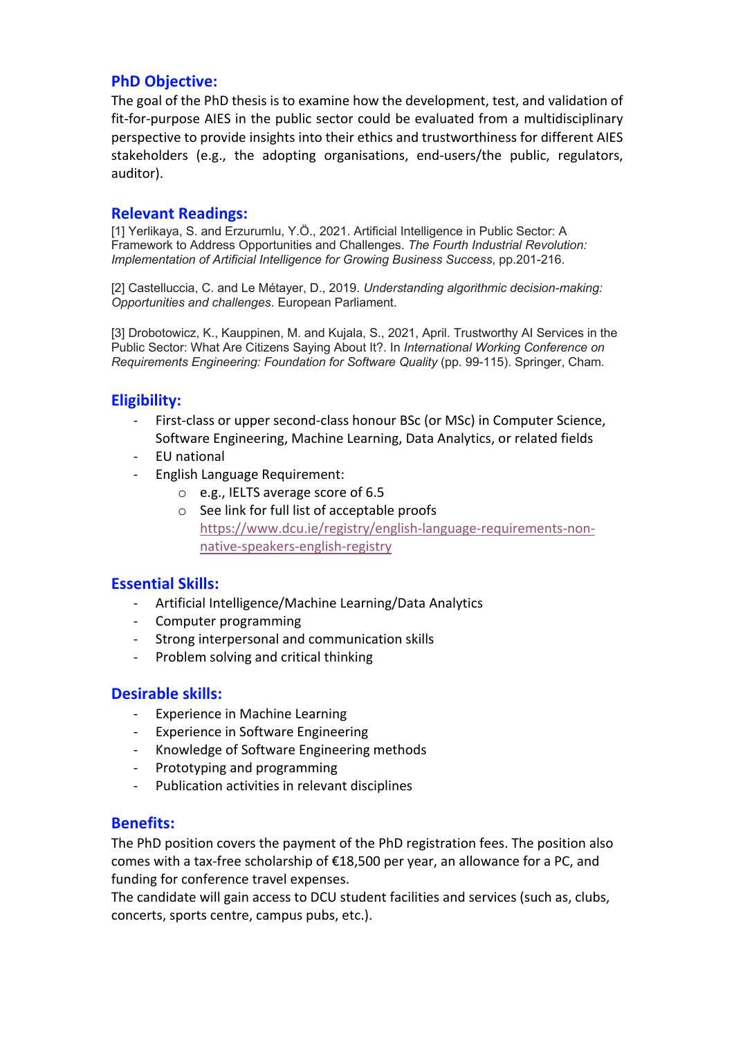## PhD Objective:

The goal of the PhD thesis is to examine how the development, test, and validation of fit-for-purpose AIES in the public sector could be evaluated from a multidisciplinary perspective to provide insights into their ethics and trustworthiness for different AIES stakeholders (e.g., the adopting organisations, end-users/the public, regulators, auditor).

## Relevant Readings:

[1] Yerlikaya, S. and Erzurumlu, Y.Ö., 2021. Artificial Intelligence in Public Sector: A Framework to Address Opportunities and Challenges. *The Fourth Industrial Revolution: Implementation of Artificial Intelligence for Growing Business Success*, pp.201-216.

[2] Castelluccia, C. and Le Métayer, D., 2019. *Understanding algorithmic decision-making: Opportunities and challenges*. European Parliament.

[3] Drobotowicz, K., Kauppinen, M. and Kujala, S., 2021, April. Trustworthy AI Services in the Public Sector: What Are Citizens Saying About It?. In *International Working Conference on Requirements Engineering: Foundation for Software Quality* (pp. 99-115). Springer, Cham.

## Eligibility:

- First-class or upper second-class honour BSc (or MSc) in Computer Science, Software Engineering, Machine Learning, Data Analytics, or related fields
- EU national
- English Language Requirement:
  - e.g., IELTS average score of 6.5
  - See link for full list of acceptable proofs https://www.dcu.ie/registry/english-language-requirements-non-native-speakers-english-registry

## Essential Skills:

- Artificial Intelligence/Machine Learning/Data Analytics
- Computer programming
- Strong interpersonal and communication skills
- Problem solving and critical thinking

## Desirable skills:

- Experience in Machine Learning
- Experience in Software Engineering
- Knowledge of Software Engineering methods
- Prototyping and programming
- Publication activities in relevant disciplines

## Benefits:

The PhD position covers the payment of the PhD registration fees. The position also comes with a tax-free scholarship of €18,500 per year, an allowance for a PC, and funding for conference travel expenses.

The candidate will gain access to DCU student facilities and services (such as, clubs, concerts, sports centre, campus pubs, etc.).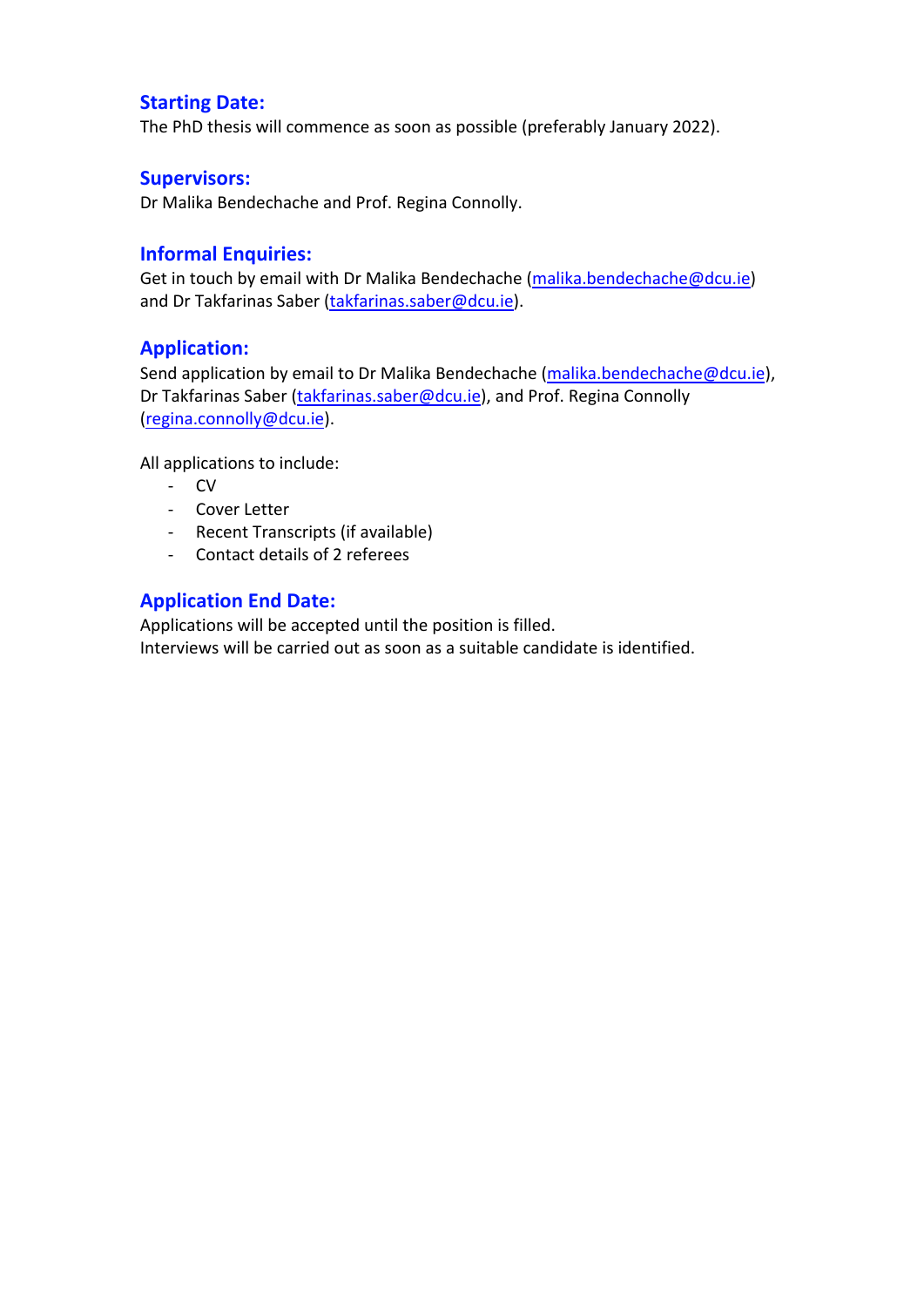## Starting Date:

The PhD thesis will commence as soon as possible (preferably January 2022).

## Supervisors:

Dr Malika Bendechache and Prof. Regina Connolly.

## Informal Enquiries:

Get in touch by email with Dr Malika Bendechache (malika.bendechache@dcu.ie) and Dr Takfarinas Saber (takfarinas.saber@dcu.ie).

## Application:

Send application by email to Dr Malika Bendechache (malika.bendechache@dcu.ie), Dr Takfarinas Saber (takfarinas.saber@dcu.ie), and Prof. Regina Connolly (regina.connolly@dcu.ie).

All applications to include:

- CV
- Cover Letter
- Recent Transcripts (if available)
- Contact details of 2 referees

## Application End Date:

Applications will be accepted until the position is filled.
Interviews will be carried out as soon as a suitable candidate is identified.